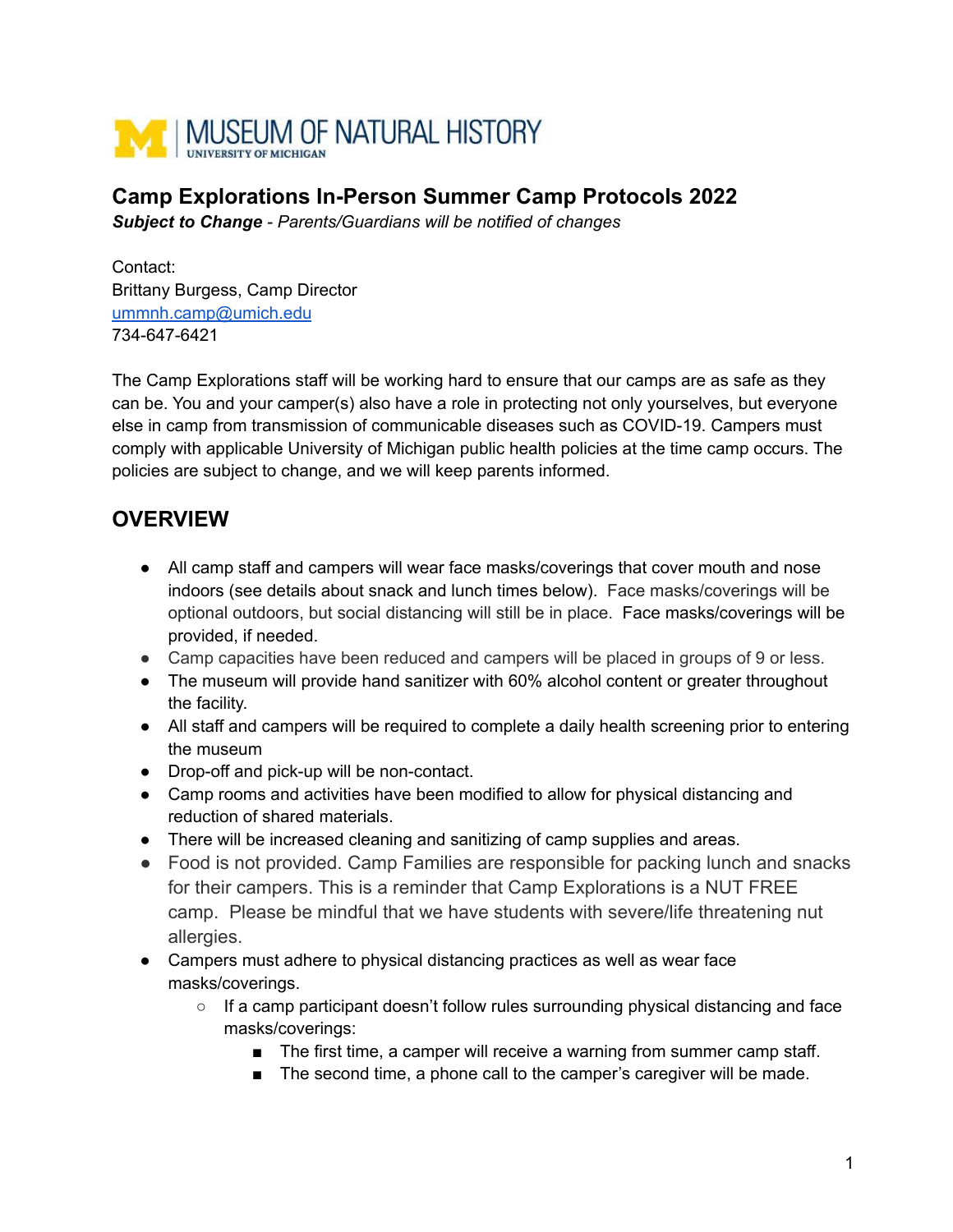MUSEUM OF NATURAL HISTORY
UNIVERSITY OF MICHIGAN

## Camp Explorations In-Person Summer Camp Protocols 2022

***Subject to Change*** *- Parents/Guardians will be notified of changes*

Contact:
Brittany Burgess, Camp Director
ummnh.camp@umich.edu
734-647-6421

The Camp Explorations staff will be working hard to ensure that our camps are as safe as they can be. You and your camper(s) also have a role in protecting not only yourselves, but everyone else in camp from transmission of communicable diseases such as COVID-19. Campers must comply with applicable University of Michigan public health policies at the time camp occurs. The policies are subject to change, and we will keep parents informed.

## OVERVIEW

- All camp staff and campers will wear face masks/coverings that cover mouth and nose indoors (see details about snack and lunch times below). Face masks/coverings will be optional outdoors, but social distancing will still be in place. Face masks/coverings will be provided, if needed.
- Camp capacities have been reduced and campers will be placed in groups of 9 or less.
- The museum will provide hand sanitizer with 60% alcohol content or greater throughout the facility.
- All staff and campers will be required to complete a daily health screening prior to entering the museum
- Drop-off and pick-up will be non-contact.
- Camp rooms and activities have been modified to allow for physical distancing and reduction of shared materials.
- There will be increased cleaning and sanitizing of camp supplies and areas.
- Food is not provided. Camp Families are responsible for packing lunch and snacks for their campers. This is a reminder that Camp Explorations is a NUT FREE camp. Please be mindful that we have students with severe/life threatening nut allergies.
- Campers must adhere to physical distancing practices as well as wear face masks/coverings.
  - If a camp participant doesn't follow rules surrounding physical distancing and face masks/coverings:
    - The first time, a camper will receive a warning from summer camp staff.
    - The second time, a phone call to the camper's caregiver will be made.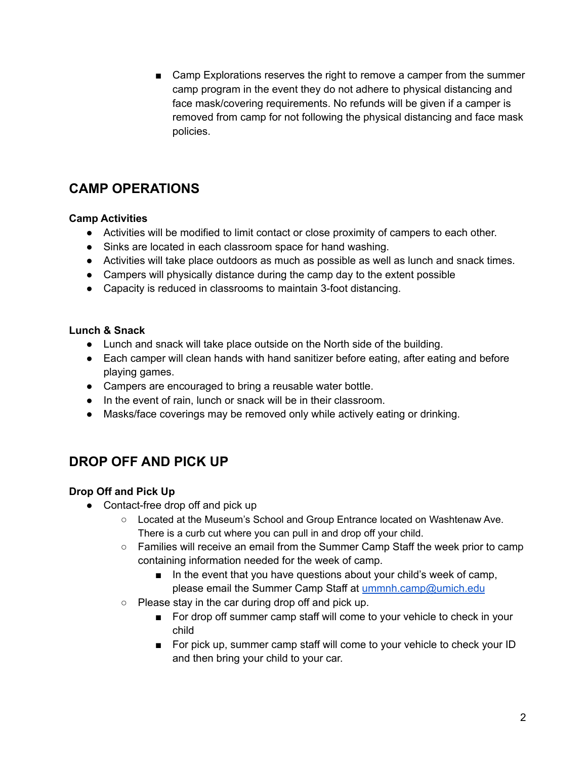- Camp Explorations reserves the right to remove a camper from the summer camp program in the event they do not adhere to physical distancing and face mask/covering requirements. No refunds will be given if a camper is removed from camp for not following the physical distancing and face mask policies.

## CAMP OPERATIONS

**Camp Activities**

- Activities will be modified to limit contact or close proximity of campers to each other.
- Sinks are located in each classroom space for hand washing.
- Activities will take place outdoors as much as possible as well as lunch and snack times.
- Campers will physically distance during the camp day to the extent possible
- Capacity is reduced in classrooms to maintain 3-foot distancing.

**Lunch & Snack**

- Lunch and snack will take place outside on the North side of the building.
- Each camper will clean hands with hand sanitizer before eating, after eating and before playing games.
- Campers are encouraged to bring a reusable water bottle.
- In the event of rain, lunch or snack will be in their classroom.
- Masks/face coverings may be removed only while actively eating or drinking.

## DROP OFF AND PICK UP

**Drop Off and Pick Up**

- Contact-free drop off and pick up
  - Located at the Museum's School and Group Entrance located on Washtenaw Ave. There is a curb cut where you can pull in and drop off your child.
  - Families will receive an email from the Summer Camp Staff the week prior to camp containing information needed for the week of camp.
    - In the event that you have questions about your child's week of camp, please email the Summer Camp Staff at [ummnh.camp@umich.edu](mailto:ummnh.camp@umich.edu)
  - Please stay in the car during drop off and pick up.
    - For drop off summer camp staff will come to your vehicle to check in your child
    - For pick up, summer camp staff will come to your vehicle to check your ID and then bring your child to your car.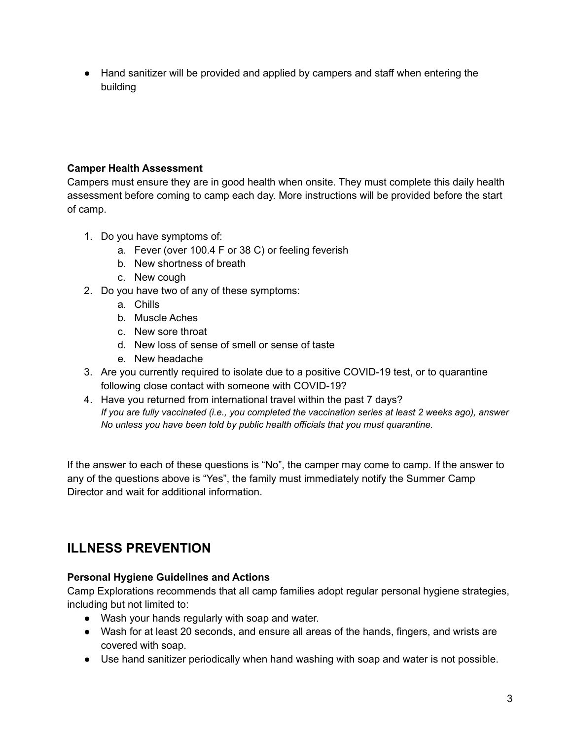- Hand sanitizer will be provided and applied by campers and staff when entering the building

**Camper Health Assessment**

Campers must ensure they are in good health when onsite. They must complete this daily health assessment before coming to camp each day. More instructions will be provided before the start of camp.

1. Do you have symptoms of:
    a. Fever (over 100.4 F or 38 C) or feeling feverish
    b. New shortness of breath
    c. New cough
2. Do you have two of any of these symptoms:
    a. Chills
    b. Muscle Aches
    c. New sore throat
    d. New loss of sense of smell or sense of taste
    e. New headache
3. Are you currently required to isolate due to a positive COVID-19 test, or to quarantine following close contact with someone with COVID-19?
4. Have you returned from international travel within the past 7 days?
   *If you are fully vaccinated (i.e., you completed the vaccination series at least 2 weeks ago), answer No unless you have been told by public health officials that you must quarantine.*

If the answer to each of these questions is "No", the camper may come to camp. If the answer to any of the questions above is "Yes", the family must immediately notify the Summer Camp Director and wait for additional information.

## ILLNESS PREVENTION

**Personal Hygiene Guidelines and Actions**

Camp Explorations recommends that all camp families adopt regular personal hygiene strategies, including but not limited to:

- Wash your hands regularly with soap and water.
- Wash for at least 20 seconds, and ensure all areas of the hands, fingers, and wrists are covered with soap.
- Use hand sanitizer periodically when hand washing with soap and water is not possible.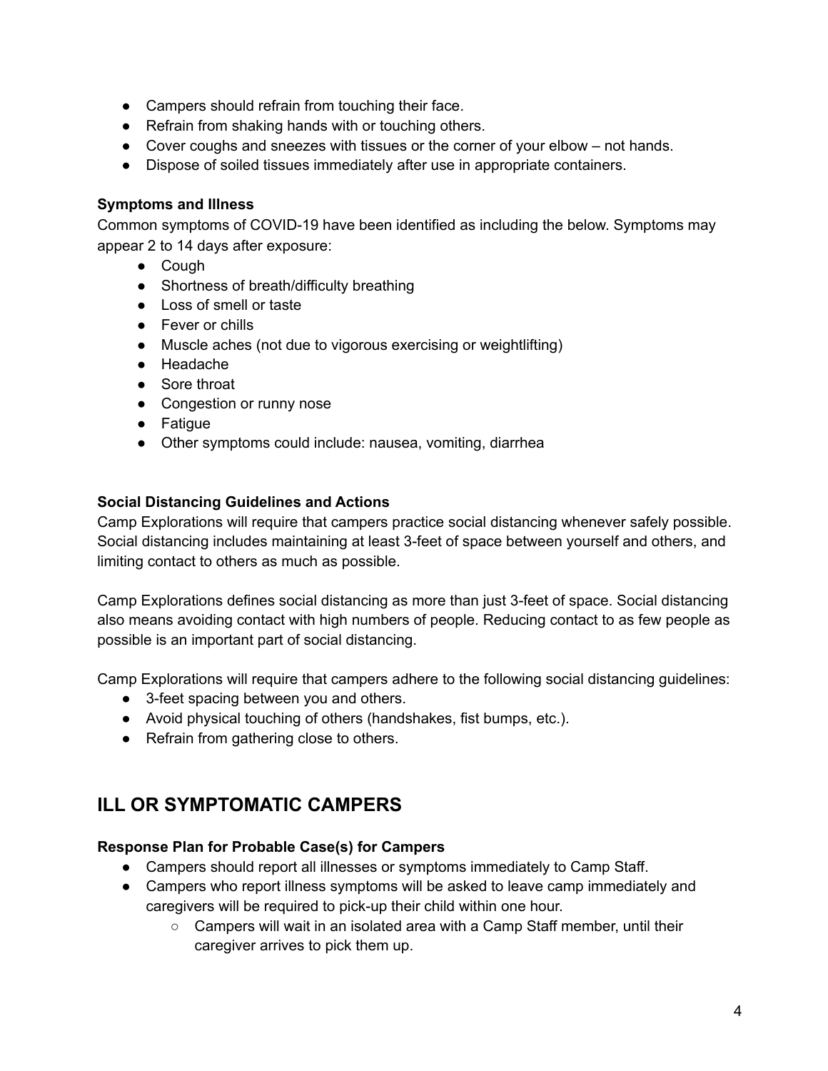- Campers should refrain from touching their face.
- Refrain from shaking hands with or touching others.
- Cover coughs and sneezes with tissues or the corner of your elbow – not hands.
- Dispose of soiled tissues immediately after use in appropriate containers.

**Symptoms and Illness**

Common symptoms of COVID-19 have been identified as including the below. Symptoms may appear 2 to 14 days after exposure:

- Cough
- Shortness of breath/difficulty breathing
- Loss of smell or taste
- Fever or chills
- Muscle aches (not due to vigorous exercising or weightlifting)
- Headache
- Sore throat
- Congestion or runny nose
- Fatigue
- Other symptoms could include: nausea, vomiting, diarrhea

**Social Distancing Guidelines and Actions**

Camp Explorations will require that campers practice social distancing whenever safely possible. Social distancing includes maintaining at least 3-feet of space between yourself and others, and limiting contact to others as much as possible.

Camp Explorations defines social distancing as more than just 3-feet of space. Social distancing also means avoiding contact with high numbers of people. Reducing contact to as few people as possible is an important part of social distancing.

Camp Explorations will require that campers adhere to the following social distancing guidelines:

- 3-feet spacing between you and others.
- Avoid physical touching of others (handshakes, fist bumps, etc.).
- Refrain from gathering close to others.

## ILL OR SYMPTOMATIC CAMPERS

**Response Plan for Probable Case(s) for Campers**

- Campers should report all illnesses or symptoms immediately to Camp Staff.
- Campers who report illness symptoms will be asked to leave camp immediately and caregivers will be required to pick-up their child within one hour.
  - Campers will wait in an isolated area with a Camp Staff member, until their caregiver arrives to pick them up.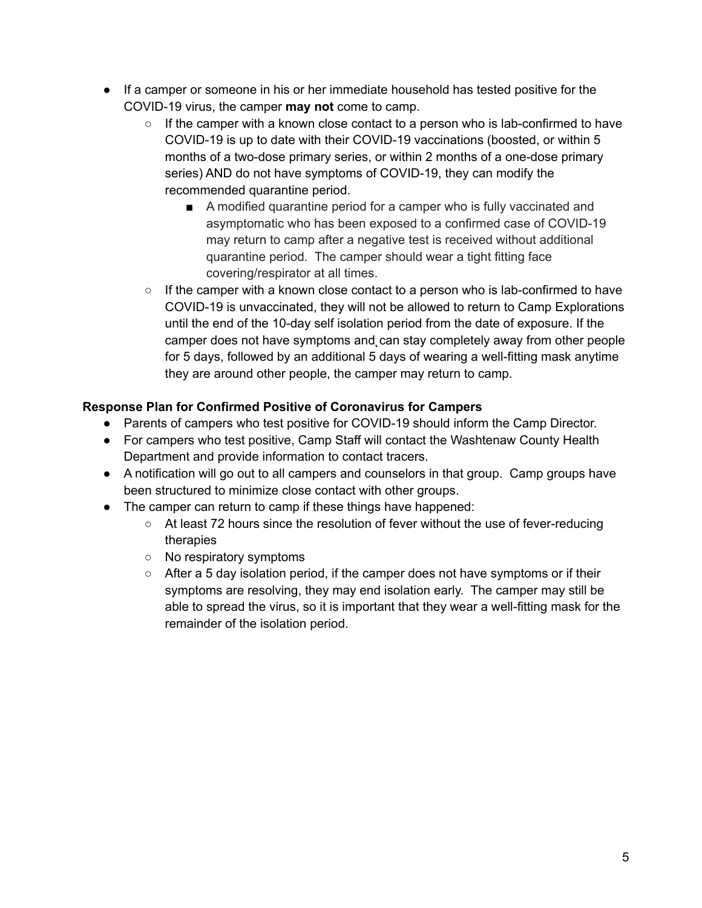- If a camper or someone in his or her immediate household has tested positive for the COVID-19 virus, the camper **may not** come to camp.
  - If the camper with a known close contact to a person who is lab-confirmed to have COVID-19 is up to date with their COVID-19 vaccinations (boosted, or within 5 months of a two-dose primary series, or within 2 months of a one-dose primary series) AND do not have symptoms of COVID-19, they can modify the recommended quarantine period.
    - A modified quarantine period for a camper who is fully vaccinated and asymptomatic who has been exposed to a confirmed case of COVID-19 may return to camp after a negative test is received without additional quarantine period. The camper should wear a tight fitting face covering/respirator at all times.
  - If the camper with a known close contact to a person who is lab-confirmed to have COVID-19 is unvaccinated, they will not be allowed to return to Camp Explorations until the end of the 10-day self isolation period from the date of exposure. If the camper does not have symptoms and can stay completely away from other people for 5 days, followed by an additional 5 days of wearing a well-fitting mask anytime they are around other people, the camper may return to camp.

**Response Plan for Confirmed Positive of Coronavirus for Campers**

- Parents of campers who test positive for COVID-19 should inform the Camp Director.
- For campers who test positive, Camp Staff will contact the Washtenaw County Health Department and provide information to contact tracers.
- A notification will go out to all campers and counselors in that group. Camp groups have been structured to minimize close contact with other groups.
- The camper can return to camp if these things have happened:
  - At least 72 hours since the resolution of fever without the use of fever-reducing therapies
  - No respiratory symptoms
  - After a 5 day isolation period, if the camper does not have symptoms or if their symptoms are resolving, they may end isolation early. The camper may still be able to spread the virus, so it is important that they wear a well-fitting mask for the remainder of the isolation period.